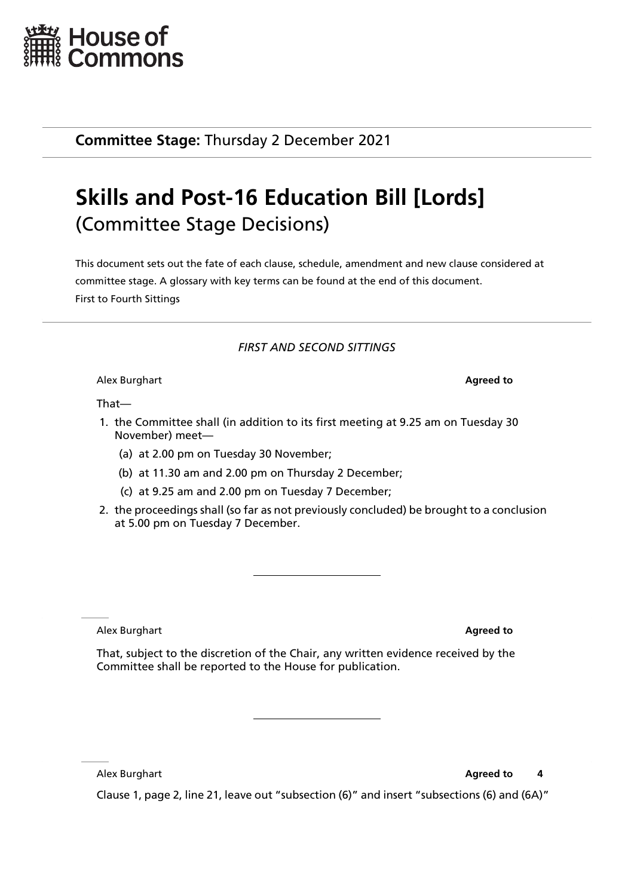House of Commons

**Committee Stage:** Thursday 2 December 2021

# Skills and Post-16 Education Bill [Lords]

## (Committee Stage Decisions)

This document sets out the fate of each clause, schedule, amendment and new clause considered at committee stage. A glossary with key terms can be found at the end of this document.

First to Fourth Sittings

---

*FIRST AND SECOND SITTINGS*

Alex Burghart **Agreed to**

That—

1. the Committee shall (in addition to its first meeting at 9.25 am on Tuesday 30 November) meet—
   (a) at 2.00 pm on Tuesday 30 November;
   (b) at 11.30 am and 2.00 pm on Thursday 2 December;
   (c) at 9.25 am and 2.00 pm on Tuesday 7 December;
2. the proceedings shall (so far as not previously concluded) be brought to a conclusion at 5.00 pm on Tuesday 7 December.

---

Alex Burghart **Agreed to**

That, subject to the discretion of the Chair, any written evidence received by the Committee shall be reported to the House for publication.

---

Alex Burghart **Agreed to** **4**

Clause 1, page 2, line 21, leave out "subsection (6)" and insert "subsections (6) and (6A)"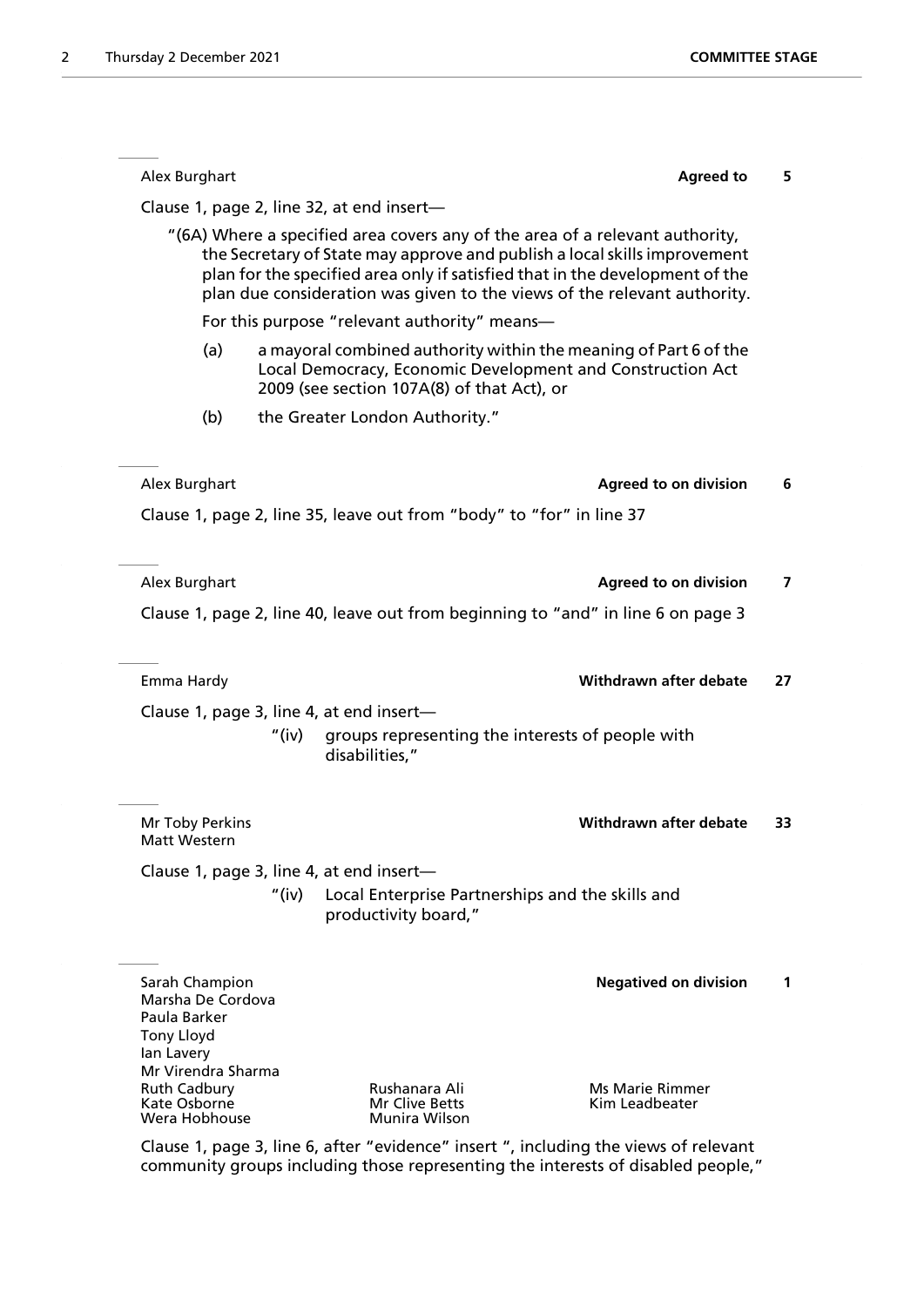Alex Burghart **Agreed to** **5**

Clause 1, page 2, line 32, at end insert—

"(6A) Where a specified area covers any of the area of a relevant authority, the Secretary of State may approve and publish a local skills improvement plan for the specified area only if satisfied that in the development of the plan due consideration was given to the views of the relevant authority.

For this purpose "relevant authority" means—

(a) a mayoral combined authority within the meaning of Part 6 of the Local Democracy, Economic Development and Construction Act 2009 (see section 107A(8) of that Act), or

(b) the Greater London Authority."

---

Alex Burghart **Agreed to on division** **6**

Clause 1, page 2, line 35, leave out from "body" to "for" in line 37

---

Alex Burghart **Agreed to on division** **7**

Clause 1, page 2, line 40, leave out from beginning to "and" in line 6 on page 3

---

Emma Hardy **Withdrawn after debate** **27**

Clause 1, page 3, line 4, at end insert—

"(iv) groups representing the interests of people with disabilities,"

---

Mr Toby Perkins
Matt Western **Withdrawn after debate** **33**

Clause 1, page 3, line 4, at end insert—

"(iv) Local Enterprise Partnerships and the skills and productivity board,"

---

Sarah Champion
Marsha De Cordova
Paula Barker
Tony Lloyd
Ian Lavery
Mr Virendra Sharma
Ruth Cadbury
Kate Osborne
Wera Hobhouse
Rushanara Ali
Mr Clive Betts
Munira Wilson
Ms Marie Rimmer
Kim Leadbeater **Negatived on division** **1**

Clause 1, page 3, line 6, after "evidence" insert ", including the views of relevant community groups including those representing the interests of disabled people,"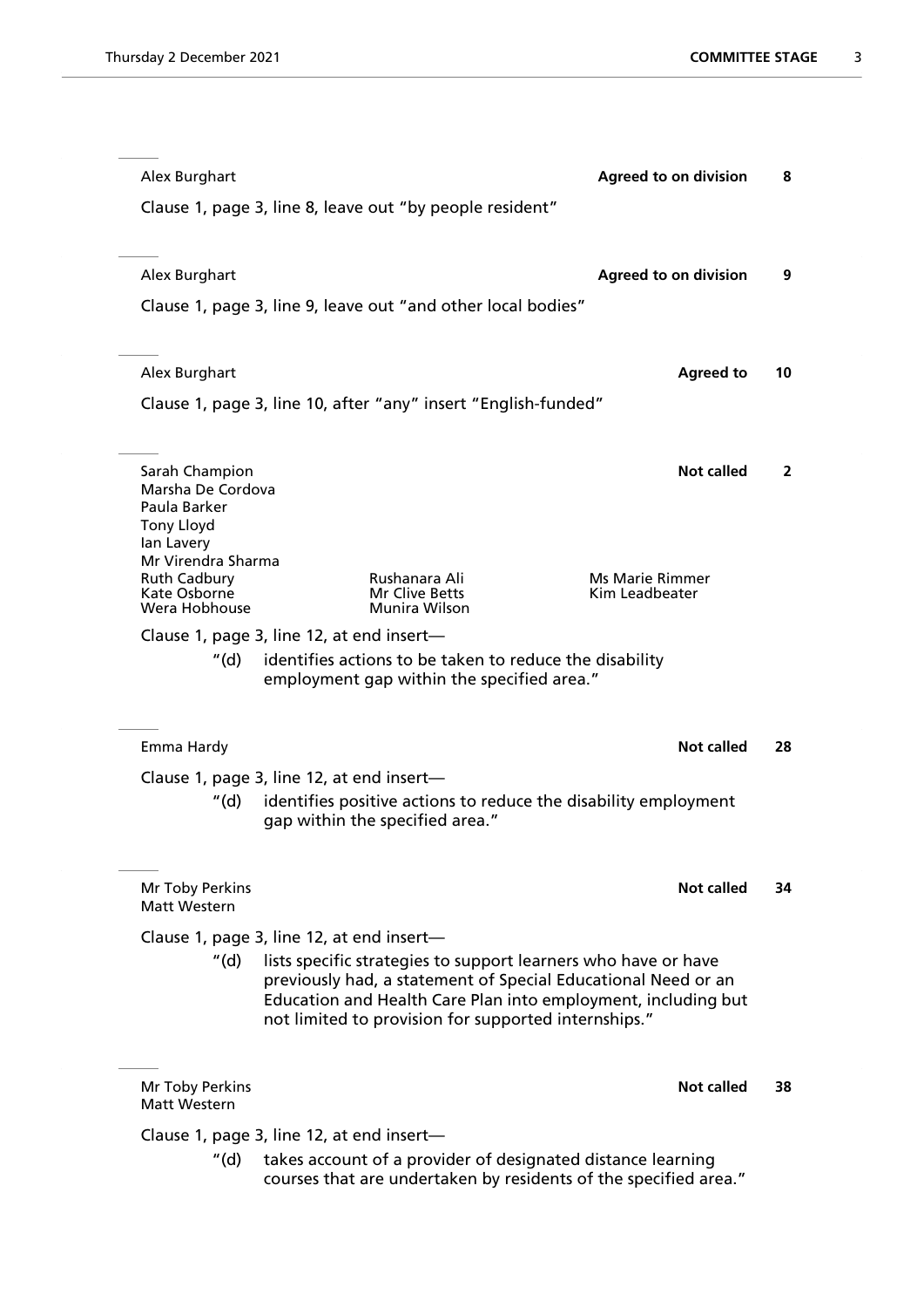---

Alex Burghart **Agreed to on division** **8**

Clause 1, page 3, line 8, leave out "by people resident"

---

Alex Burghart **Agreed to on division** **9**

Clause 1, page 3, line 9, leave out "and other local bodies"

---

Alex Burghart **Agreed to** **10**

Clause 1, page 3, line 10, after "any" insert "English-funded"

---

Sarah Champion **Not called** **2**
Marsha De Cordova
Paula Barker
Tony Lloyd
Ian Lavery
Mr Virendra Sharma
Ruth Cadbury, Rushanara Ali, Ms Marie Rimmer
Kate Osborne, Mr Clive Betts, Kim Leadbeater
Wera Hobhouse, Munira Wilson

Clause 1, page 3, line 12, at end insert—

"(d) identifies actions to be taken to reduce the disability employment gap within the specified area."

---

Emma Hardy **Not called** **28**

Clause 1, page 3, line 12, at end insert—

"(d) identifies positive actions to reduce the disability employment gap within the specified area."

---

Mr Toby Perkins **Not called** **34**
Matt Western

Clause 1, page 3, line 12, at end insert—

"(d) lists specific strategies to support learners who have or have previously had, a statement of Special Educational Need or an Education and Health Care Plan into employment, including but not limited to provision for supported internships."

---

Mr Toby Perkins **Not called** **38**
Matt Western

Clause 1, page 3, line 12, at end insert—

"(d) takes account of a provider of designated distance learning courses that are undertaken by residents of the specified area."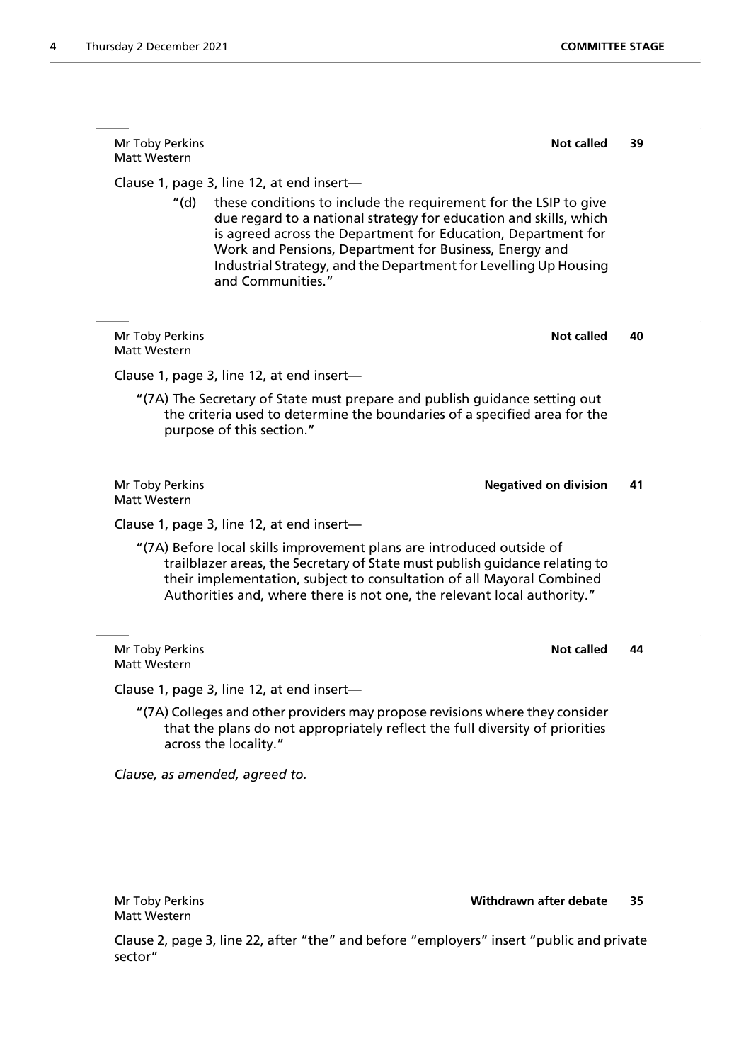Mr Toby Perkins
Matt Western

**Not called** **39**

Clause 1, page 3, line 12, at end insert—

"(d) these conditions to include the requirement for the LSIP to give due regard to a national strategy for education and skills, which is agreed across the Department for Education, Department for Work and Pensions, Department for Business, Energy and Industrial Strategy, and the Department for Levelling Up Housing and Communities."

Mr Toby Perkins
Matt Western

**Not called** **40**

Clause 1, page 3, line 12, at end insert—

"(7A) The Secretary of State must prepare and publish guidance setting out the criteria used to determine the boundaries of a specified area for the purpose of this section."

Mr Toby Perkins
Matt Western

**Negatived on division** **41**

Clause 1, page 3, line 12, at end insert—

"(7A) Before local skills improvement plans are introduced outside of trailblazer areas, the Secretary of State must publish guidance relating to their implementation, subject to consultation of all Mayoral Combined Authorities and, where there is not one, the relevant local authority."

Mr Toby Perkins
Matt Western

**Not called** **44**

Clause 1, page 3, line 12, at end insert—

"(7A) Colleges and other providers may propose revisions where they consider that the plans do not appropriately reflect the full diversity of priorities across the locality."

*Clause, as amended, agreed to.*

---

Mr Toby Perkins
Matt Western

**Withdrawn after debate** **35**

Clause 2, page 3, line 22, after "the" and before "employers" insert "public and private sector"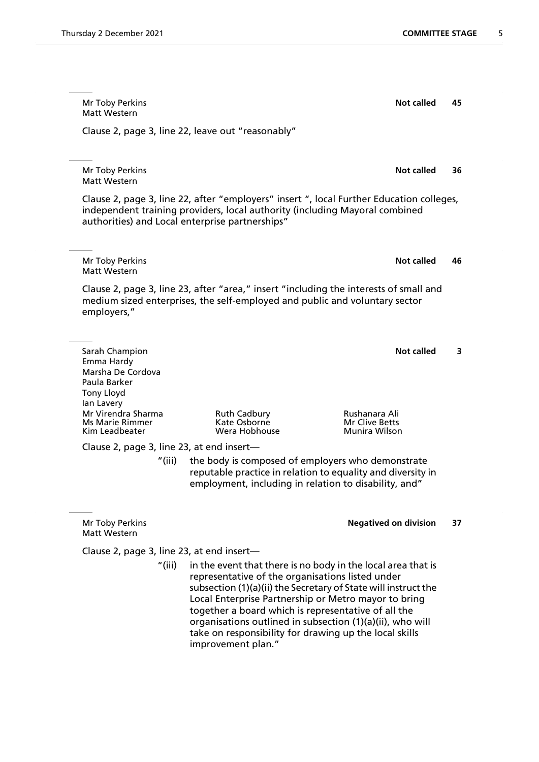Mr Toby Perkins
Matt Western

**Not called** **45**

Clause 2, page 3, line 22, leave out "reasonably"

---

Mr Toby Perkins
Matt Western

**Not called** **36**

Clause 2, page 3, line 22, after "employers" insert ", local Further Education colleges, independent training providers, local authority (including Mayoral combined authorities) and Local enterprise partnerships"

---

Mr Toby Perkins
Matt Western

**Not called** **46**

Clause 2, page 3, line 23, after "area," insert "including the interests of small and medium sized enterprises, the self-employed and public and voluntary sector employers,"

---

Sarah Champion
Emma Hardy
Marsha De Cordova
Paula Barker
Tony Lloyd
Ian Lavery
Mr Virendra Sharma
Ms Marie Rimmer
Kim Leadbeater
Ruth Cadbury
Kate Osborne
Wera Hobhouse
Rushanara Ali
Mr Clive Betts
Munira Wilson

**Not called** **3**

Clause 2, page 3, line 23, at end insert—

"(iii) the body is composed of employers who demonstrate reputable practice in relation to equality and diversity in employment, including in relation to disability, and"

---

Mr Toby Perkins
Matt Western

**Negatived on division** **37**

Clause 2, page 3, line 23, at end insert—

"(iii) in the event that there is no body in the local area that is representative of the organisations listed under subsection (1)(a)(ii) the Secretary of State will instruct the Local Enterprise Partnership or Metro mayor to bring together a board which is representative of all the organisations outlined in subsection (1)(a)(ii), who will take on responsibility for drawing up the local skills improvement plan."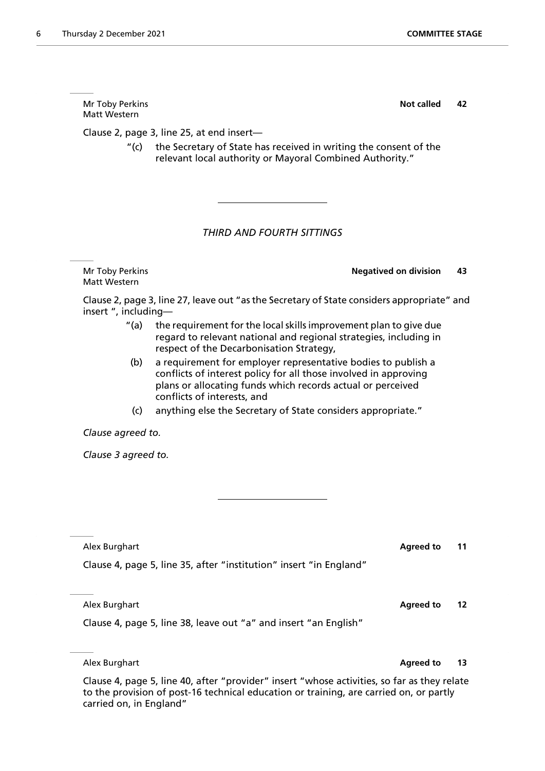Mr Toby Perkins
Matt Western

**Not called** **42**

Clause 2, page 3, line 25, at end insert—

> "(c) the Secretary of State has received in writing the consent of the relevant local authority or Mayoral Combined Authority."

---

*THIRD AND FOURTH SITTINGS*

Mr Toby Perkins
Matt Western

**Negatived on division** **43**

Clause 2, page 3, line 27, leave out "as the Secretary of State considers appropriate" and insert ", including—

> "(a) the requirement for the local skills improvement plan to give due regard to relevant national and regional strategies, including in respect of the Decarbonisation Strategy,
>
> (b) a requirement for employer representative bodies to publish a conflicts of interest policy for all those involved in approving plans or allocating funds which records actual or perceived conflicts of interests, and
>
> (c) anything else the Secretary of State considers appropriate."

*Clause agreed to.*

*Clause 3 agreed to.*

---

Alex Burghart

**Agreed to** **11**

Clause 4, page 5, line 35, after "institution" insert "in England"

Alex Burghart

**Agreed to** **12**

Clause 4, page 5, line 38, leave out "a" and insert "an English"

Alex Burghart

**Agreed to** **13**

Clause 4, page 5, line 40, after "provider" insert "whose activities, so far as they relate to the provision of post-16 technical education or training, are carried on, or partly carried on, in England"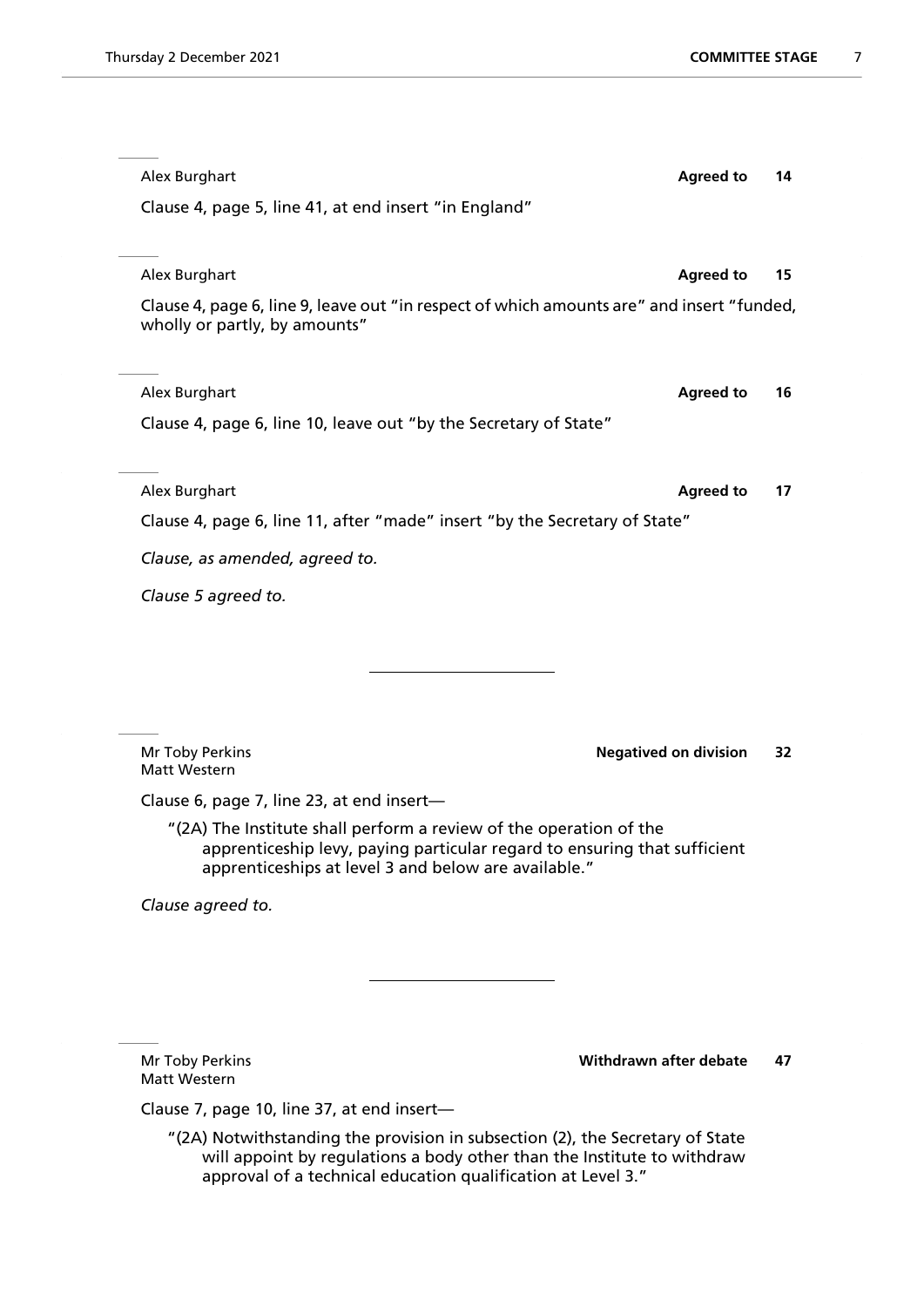Alex Burghart **Agreed to** **14**

Clause 4, page 5, line 41, at end insert "in England"

---

Alex Burghart **Agreed to** **15**

Clause 4, page 6, line 9, leave out "in respect of which amounts are" and insert "funded, wholly or partly, by amounts"

---

Alex Burghart **Agreed to** **16**

Clause 4, page 6, line 10, leave out "by the Secretary of State"

---

Alex Burghart **Agreed to** **17**

Clause 4, page 6, line 11, after "made" insert "by the Secretary of State"

*Clause, as amended, agreed to.*

*Clause 5 agreed to.*

---

Mr Toby Perkins
Matt Western **Negatived on division** **32**

Clause 6, page 7, line 23, at end insert—

> "(2A) The Institute shall perform a review of the operation of the apprenticeship levy, paying particular regard to ensuring that sufficient apprenticeships at level 3 and below are available."

*Clause agreed to.*

---

Mr Toby Perkins
Matt Western **Withdrawn after debate** **47**

Clause 7, page 10, line 37, at end insert—

> "(2A) Notwithstanding the provision in subsection (2), the Secretary of State will appoint by regulations a body other than the Institute to withdraw approval of a technical education qualification at Level 3."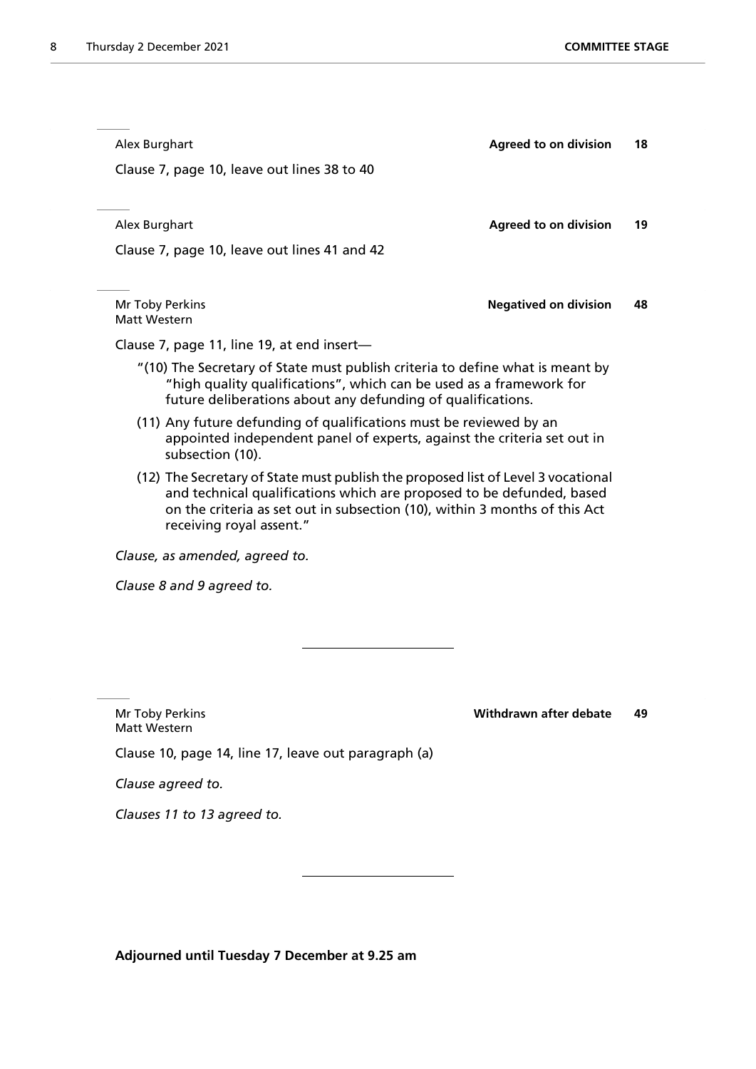Alex Burghart **Agreed to on division** **18**

Clause 7, page 10, leave out lines 38 to 40

---

Alex Burghart **Agreed to on division** **19**

Clause 7, page 10, leave out lines 41 and 42

---

Mr Toby Perkins
Matt Western **Negatived on division** **48**

Clause 7, page 11, line 19, at end insert—

"(10) The Secretary of State must publish criteria to define what is meant by "high quality qualifications", which can be used as a framework for future deliberations about any defunding of qualifications.

(11) Any future defunding of qualifications must be reviewed by an appointed independent panel of experts, against the criteria set out in subsection (10).

(12) The Secretary of State must publish the proposed list of Level 3 vocational and technical qualifications which are proposed to be defunded, based on the criteria as set out in subsection (10), within 3 months of this Act receiving royal assent."

*Clause, as amended, agreed to.*

*Clause 8 and 9 agreed to.*

---

Mr Toby Perkins
Matt Western **Withdrawn after debate** **49**

Clause 10, page 14, line 17, leave out paragraph (a)

*Clause agreed to.*

*Clauses 11 to 13 agreed to.*

---

**Adjourned until Tuesday 7 December at 9.25 am**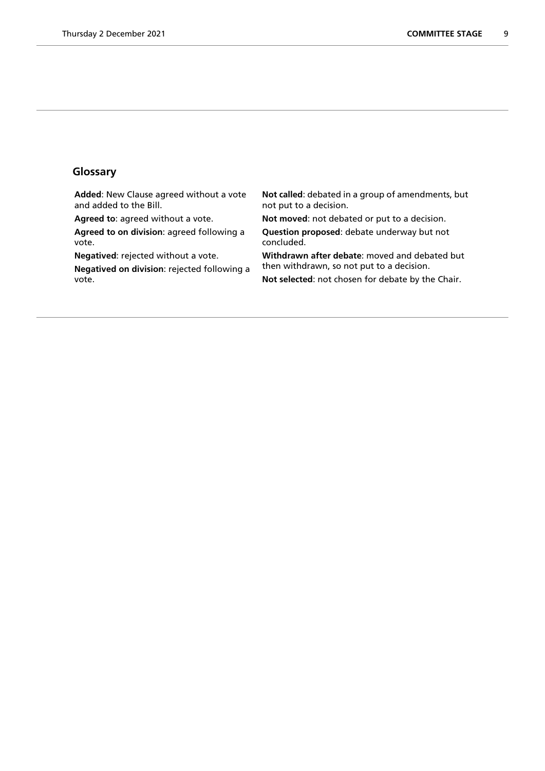## Glossary

**Added**: New Clause agreed without a vote and added to the Bill.

**Agreed to**: agreed without a vote.

**Agreed to on division**: agreed following a vote.

**Negatived**: rejected without a vote.

**Negatived on division**: rejected following a vote.

**Not called**: debated in a group of amendments, but not put to a decision.

**Not moved**: not debated or put to a decision.

**Question proposed**: debate underway but not concluded.

**Withdrawn after debate**: moved and debated but then withdrawn, so not put to a decision.

**Not selected**: not chosen for debate by the Chair.